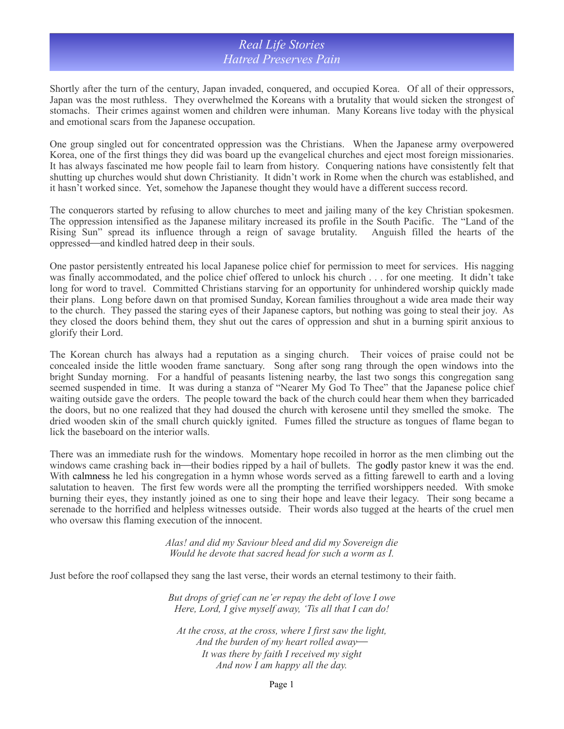# *Real Life Stories*
## *Hatred Preserves Pain*

Shortly after the turn of the century, Japan invaded, conquered, and occupied Korea. Of all of their oppressors, Japan was the most ruthless. They overwhelmed the Koreans with a brutality that would sicken the strongest of stomachs. Their crimes against women and children were inhuman. Many Koreans live today with the physical and emotional scars from the Japanese occupation.

One group singled out for concentrated oppression was the Christians. When the Japanese army overpowered Korea, one of the first things they did was board up the evangelical churches and eject most foreign missionaries. It has always fascinated me how people fail to learn from history. Conquering nations have consistently felt that shutting up churches would shut down Christianity. It didn't work in Rome when the church was established, and it hasn't worked since. Yet, somehow the Japanese thought they would have a different success record.

The conquerors started by refusing to allow churches to meet and jailing many of the key Christian spokesmen. The oppression intensified as the Japanese military increased its profile in the South Pacific. The "Land of the Rising Sun" spread its influence through a reign of savage brutality. Anguish filled the hearts of the oppressed—and kindled hatred deep in their souls.

One pastor persistently entreated his local Japanese police chief for permission to meet for services. His nagging was finally accommodated, and the police chief offered to unlock his church . . . for one meeting. It didn't take long for word to travel. Committed Christians starving for an opportunity for unhindered worship quickly made their plans. Long before dawn on that promised Sunday, Korean families throughout a wide area made their way to the church. They passed the staring eyes of their Japanese captors, but nothing was going to steal their joy. As they closed the doors behind them, they shut out the cares of oppression and shut in a burning spirit anxious to glorify their Lord.

The Korean church has always had a reputation as a singing church. Their voices of praise could not be concealed inside the little wooden frame sanctuary. Song after song rang through the open windows into the bright Sunday morning. For a handful of peasants listening nearby, the last two songs this congregation sang seemed suspended in time. It was during a stanza of "Nearer My God To Thee" that the Japanese police chief waiting outside gave the orders. The people toward the back of the church could hear them when they barricaded the doors, but no one realized that they had doused the church with kerosene until they smelled the smoke. The dried wooden skin of the small church quickly ignited. Fumes filled the structure as tongues of flame began to lick the baseboard on the interior walls.

There was an immediate rush for the windows. Momentary hope recoiled in horror as the men climbing out the windows came crashing back in—their bodies ripped by a hail of bullets. The godly pastor knew it was the end. With calmness he led his congregation in a hymn whose words served as a fitting farewell to earth and a loving salutation to heaven. The first few words were all the prompting the terrified worshippers needed. With smoke burning their eyes, they instantly joined as one to sing their hope and leave their legacy. Their song became a serenade to the horrified and helpless witnesses outside. Their words also tugged at the hearts of the cruel men who oversaw this flaming execution of the innocent.

*Alas! and did my Saviour bleed and did my Sovereign die*
*Would he devote that sacred head for such a worm as I.*

Just before the roof collapsed they sang the last verse, their words an eternal testimony to their faith.

*But drops of grief can ne'er repay the debt of love I owe*
*Here, Lord, I give myself away, 'Tis all that I can do!*

*At the cross, at the cross, where I first saw the light,*
*And the burden of my heart rolled away—*
*It was there by faith I received my sight*
*And now I am happy all the day.*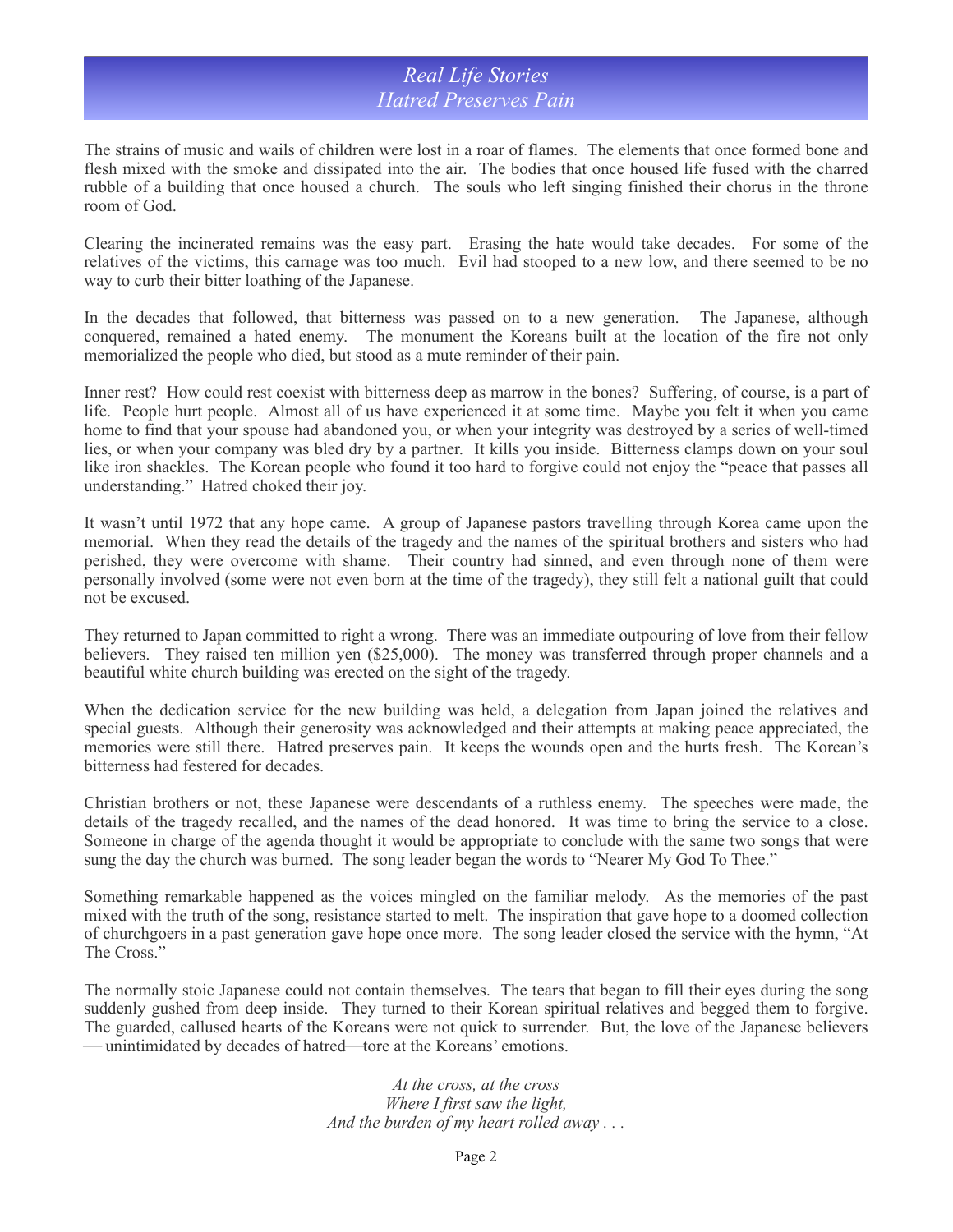# *Real Life Stories*
## *Hatred Preserves Pain*

The strains of music and wails of children were lost in a roar of flames. The elements that once formed bone and flesh mixed with the smoke and dissipated into the air. The bodies that once housed life fused with the charred rubble of a building that once housed a church. The souls who left singing finished their chorus in the throne room of God.

Clearing the incinerated remains was the easy part. Erasing the hate would take decades. For some of the relatives of the victims, this carnage was too much. Evil had stooped to a new low, and there seemed to be no way to curb their bitter loathing of the Japanese.

In the decades that followed, that bitterness was passed on to a new generation. The Japanese, although conquered, remained a hated enemy. The monument the Koreans built at the location of the fire not only memorialized the people who died, but stood as a mute reminder of their pain.

Inner rest? How could rest coexist with bitterness deep as marrow in the bones? Suffering, of course, is a part of life. People hurt people. Almost all of us have experienced it at some time. Maybe you felt it when you came home to find that your spouse had abandoned you, or when your integrity was destroyed by a series of well-timed lies, or when your company was bled dry by a partner. It kills you inside. Bitterness clamps down on your soul like iron shackles. The Korean people who found it too hard to forgive could not enjoy the "peace that passes all understanding." Hatred choked their joy.

It wasn't until 1972 that any hope came. A group of Japanese pastors travelling through Korea came upon the memorial. When they read the details of the tragedy and the names of the spiritual brothers and sisters who had perished, they were overcome with shame. Their country had sinned, and even through none of them were personally involved (some were not even born at the time of the tragedy), they still felt a national guilt that could not be excused.

They returned to Japan committed to right a wrong. There was an immediate outpouring of love from their fellow believers. They raised ten million yen ($25,000). The money was transferred through proper channels and a beautiful white church building was erected on the sight of the tragedy.

When the dedication service for the new building was held, a delegation from Japan joined the relatives and special guests. Although their generosity was acknowledged and their attempts at making peace appreciated, the memories were still there. Hatred preserves pain. It keeps the wounds open and the hurts fresh. The Korean's bitterness had festered for decades.

Christian brothers or not, these Japanese were descendants of a ruthless enemy. The speeches were made, the details of the tragedy recalled, and the names of the dead honored. It was time to bring the service to a close. Someone in charge of the agenda thought it would be appropriate to conclude with the same two songs that were sung the day the church was burned. The song leader began the words to "Nearer My God To Thee."

Something remarkable happened as the voices mingled on the familiar melody. As the memories of the past mixed with the truth of the song, resistance started to melt. The inspiration that gave hope to a doomed collection of churchgoers in a past generation gave hope once more. The song leader closed the service with the hymn, "At The Cross."

The normally stoic Japanese could not contain themselves. The tears that began to fill their eyes during the song suddenly gushed from deep inside. They turned to their Korean spiritual relatives and begged them to forgive. The guarded, callused hearts of the Koreans were not quick to surrender. But, the love of the Japanese believers —unintimidated by decades of hatred—tore at the Koreans' emotions.

*At the cross, at the cross*  
*Where I first saw the light,*  
*And the burden of my heart rolled away . . .*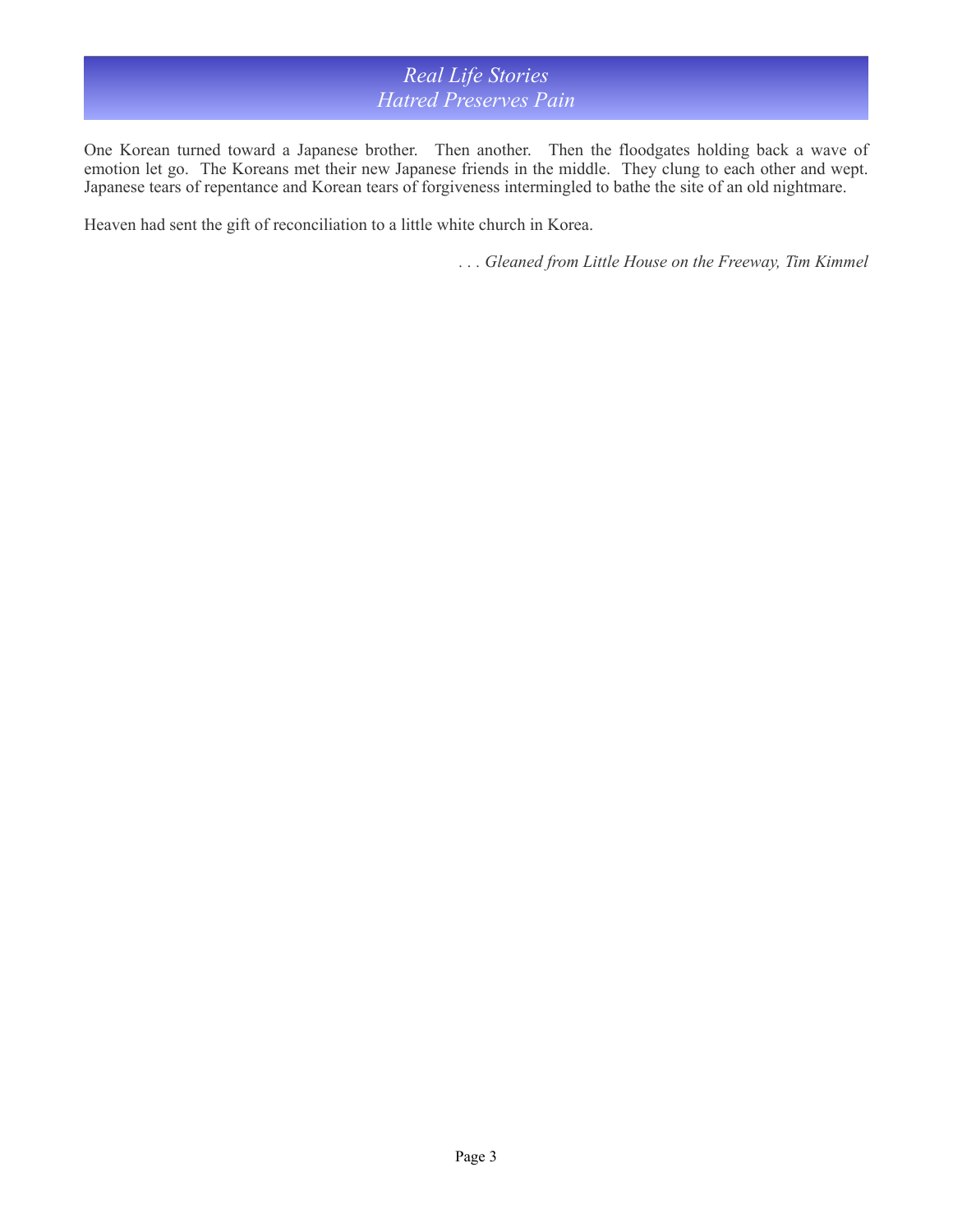## *Real Life Stories*
## *Hatred Preserves Pain*

One Korean turned toward a Japanese brother. Then another. Then the floodgates holding back a wave of emotion let go. The Koreans met their new Japanese friends in the middle. They clung to each other and wept. Japanese tears of repentance and Korean tears of forgiveness intermingled to bathe the site of an old nightmare.

Heaven had sent the gift of reconciliation to a little white church in Korea.

*. . . Gleaned from Little House on the Freeway, Tim Kimmel*